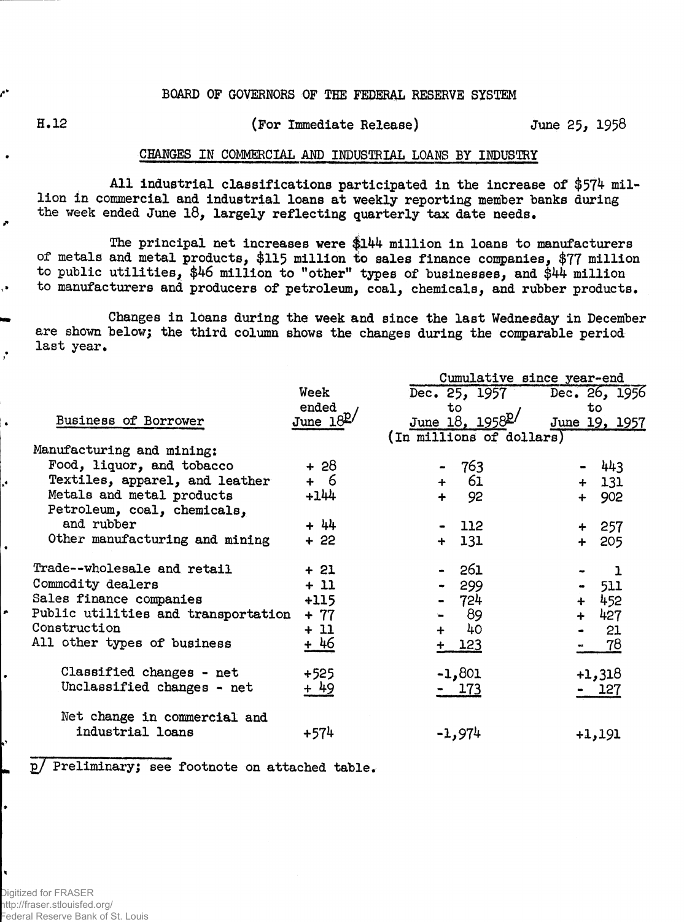BOARD OF GOVERNORS OF THE FEDERAL RESERVE SYSTEM

H.12 (For Immediate Release) June 25, 1958

## CHANGES IN COMMERCIAL AND INDUSTRIAL LOANS BY INDUSTRY

All industrial classifications participated in the increase of $574 million in commercial and industrial loans at weekly reporting member banks during the week ended June 18, largely reflecting quarterly tax date needs.

The principal net increases were $144 million in loans to manufacturers of metals and metal products, $115 million to sales finance companies, $77 million to public utilities, $46 million to "other" types of businesses, and $44 million to manufacturers and producers of petroleum, coal, chemicals, and rubber products.

Changes in loans during the week and since the last Wednesday in December are shown below; the third column shows the changes during the comparable period last year.

| Business of Borrower | Week ended June 18 p/ | Cumulative since year-end: Dec. 25, 1957 to June 18, 1958 p/ | Cumulative since year-end: Dec. 26, 1956 to June 19, 1957 |
|---|---|---|---|
| | (In millions of dollars) | | |
| Manufacturing and mining: | | | |
| Food, liquor, and tobacco | + 28 | - 763 | - 443 |
| Textiles, apparel, and leather | + 6 | + 61 | + 131 |
| Metals and metal products | +144 | + 92 | + 902 |
| Petroleum, coal, chemicals, and rubber | + 44 | - 112 | + 257 |
| Other manufacturing and mining | + 22 | + 131 | + 205 |
| Trade--wholesale and retail | + 21 | - 261 | - 1 |
| Commodity dealers | + 11 | - 299 | - 511 |
| Sales finance companies | +115 | - 724 | + 452 |
| Public utilities and transportation | + 77 | - 89 | + 427 |
| Construction | + 11 | + 40 | - 21 |
| All other types of business | + 46 | + 123 | - 78 |
| Classified changes - net | +525 | -1,801 | +1,318 |
| Unclassified changes - net | + 49 | - 173 | - 127 |
| Net change in commercial and industrial loans | +574 | -1,974 | +1,191 |

p/ Preliminary; see footnote on attached table.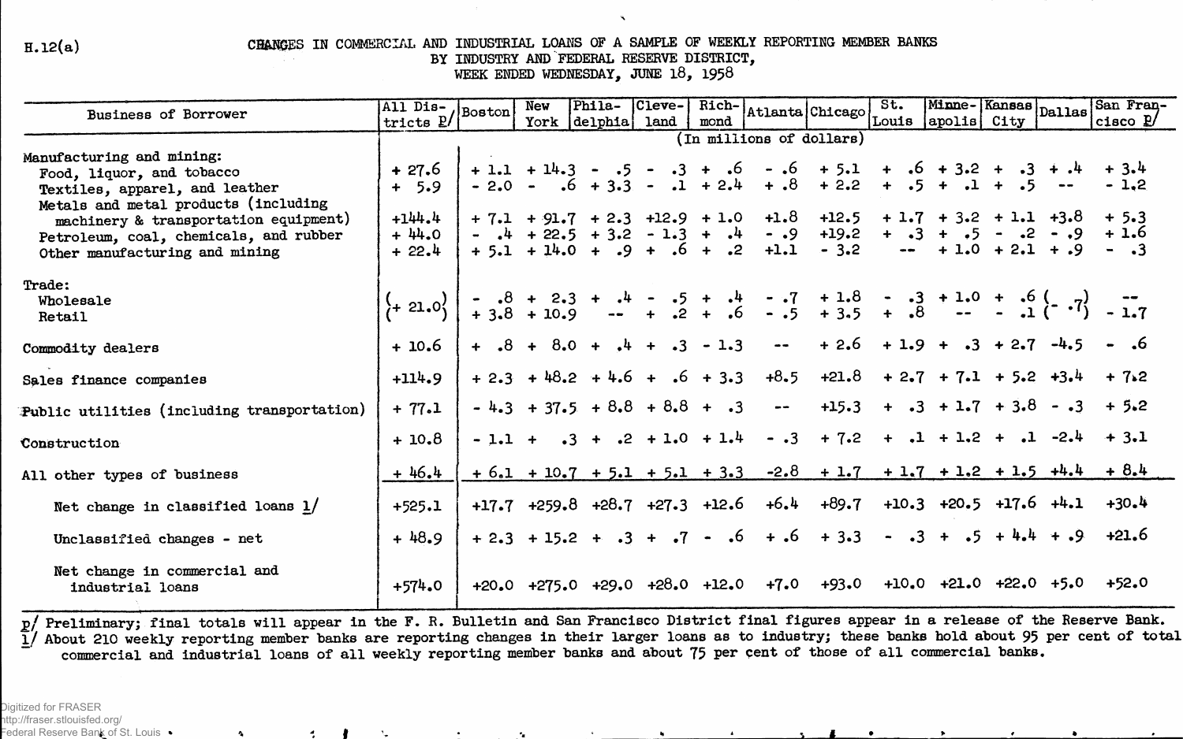H.12(a)

# CHANGES IN COMMERCIAL AND INDUSTRIAL LOANS OF A SAMPLE OF WEEKLY REPORTING MEMBER BANKS BY INDUSTRY AND FEDERAL RESERVE DISTRICT, WEEK ENDED WEDNESDAY, JUNE 18, 1958

| Business of Borrower | All Districts p/ | Boston | New York | Philadelphia | Cleveland | Richmond | Atlanta | Chicago | St. Louis | Minneapolis | Kansas City | Dallas | San Francisco p/ |
|---|---|---|---|---|---|---|---|---|---|---|---|---|---|
| | (In millions of dollars) | | | | | | | | | | | | |
| Manufacturing and mining: | | | | | | | | | | | | | |
| Food, liquor, and tobacco | + 27.6 | + 1.1 | + 14.3 | - .5 | - .3 | + .6 | - .6 | + 5.1 | + .6 | + 3.2 | + .3 | + .4 | + 3.4 |
| Textiles, apparel, and leather | + 5.9 | - 2.0 | - .6 | + 3.3 | - .1 | + 2.4 | + .8 | + 2.2 | + .5 | + .1 | + .5 | -- | - 1.2 |
| Metals and metal products (including machinery & transportation equipment) | +144.4 | + 7.1 | + 91.7 | + 2.3 | +12.9 | + 1.0 | +1.8 | +12.5 | + 1.7 | + 3.2 | + 1.1 | +3.8 | + 5.3 |
| Petroleum, coal, chemicals, and rubber | + 44.0 | - .4 | + 22.5 | + 3.2 | - 1.3 | + .4 | - .9 | +19.2 | + .3 | + .5 | - .2 | - .9 | + 1.6 |
| Other manufacturing and mining | + 22.4 | + 5.1 | + 14.0 | + .9 | + .6 | + .2 | +1.1 | - 3.2 | -- | + 1.0 | + 2.1 | + .9 | - .3 |
| Trade: | | | | | | | | | | | | | |
| Wholesale | (+ 21.0) | - .8 | + 2.3 | + .4 | - .5 | + .4 | - .7 | + 1.8 | - .3 | + 1.0 | + .6 | (- .7) | -- |
| Retail | | + 3.8 | + 10.9 | -- | + .2 | + .6 | - .5 | + 3.5 | + .8 | -- | - .1 | | - 1.7 |
| Commodity dealers | + 10.6 | + .8 | + 8.0 | + .4 | + .3 | - 1.3 | -- | + 2.6 | + 1.9 | + .3 | + 2.7 | -4.5 | - .6 |
| Sales finance companies | +114.9 | + 2.3 | + 48.2 | + 4.6 | + .6 | + 3.3 | +8.5 | +21.8 | + 2.7 | + 7.1 | + 5.2 | +3.4 | + 7.2 |
| Public utilities (including transportation) | + 77.1 | - 4.3 | + 37.5 | + 8.8 | + 8.8 | + .3 | -- | +15.3 | + .3 | + 1.7 | + 3.8 | - .3 | + 5.2 |
| Construction | + 10.8 | - 1.1 | + .3 | + .2 | + 1.0 | + 1.4 | - .3 | + 7.2 | + .1 | + 1.2 | + .1 | -2.4 | + 3.1 |
| All other types of business | + 46.4 | + 6.1 | + 10.7 | + 5.1 | + 5.1 | + 3.3 | -2.8 | + 1.7 | + 1.7 | + 1.2 | + 1.5 | +4.4 | + 8.4 |
| Net change in classified loans 1/ | +525.1 | +17.7 | +259.8 | +28.7 | +27.3 | +12.6 | +6.4 | +89.7 | +10.3 | +20.5 | +17.6 | +4.1 | +30.4 |
| Unclassified changes - net | + 48.9 | + 2.3 | + 15.2 | + .3 | + .7 | - .6 | + .6 | + 3.3 | - .3 | + .5 | + 4.4 | + .9 | +21.6 |
| Net change in commercial and industrial loans | +574.0 | +20.0 | +275.0 | +29.0 | +28.0 | +12.0 | +7.0 | +93.0 | +10.0 | +21.0 | +22.0 | +5.0 | +52.0 |

p/ Preliminary; final totals will appear in the F. R. Bulletin and San Francisco District final figures appear in a release of the Reserve Bank.
1/ About 210 weekly reporting member banks are reporting changes in their larger loans as to industry; these banks hold about 95 per cent of total commercial and industrial loans of all weekly reporting member banks and about 75 per cent of those of all commercial banks.